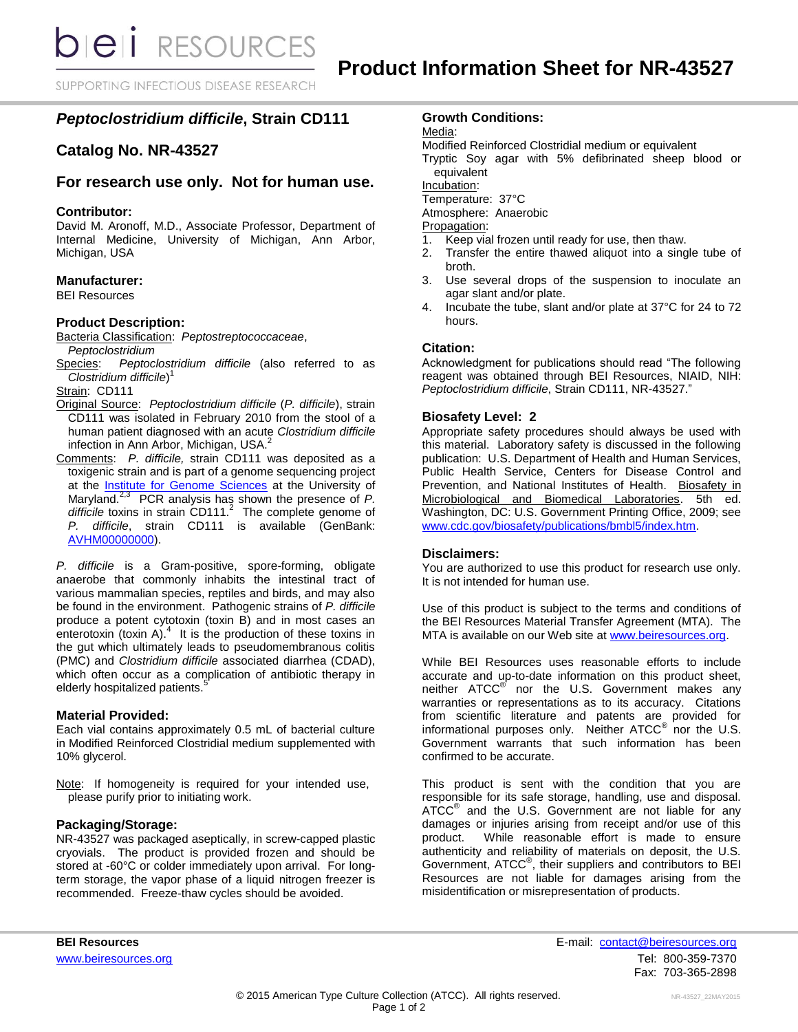# Product Information Sheet for NR-43527

## *Peptoclostridium difficile*, Strain CD111

## Catalog No. NR-43527

## For research use only. Not for human use.

### Contributor:

David M. Aronoff, M.D., Associate Professor, Department of Internal Medicine, University of Michigan, Ann Arbor, Michigan, USA

### Manufacturer:

BEI Resources

### Product Description:

Bacteria Classification: *Peptostreptococcaceae*, *Peptoclostridium*

Species: *Peptoclostridium difficile* (also referred to as *Clostridium difficile*)[1]

Strain: CD111

Original Source: *Peptoclostridium difficile* (*P. difficile*), strain CD111 was isolated in February 2010 from the stool of a human patient diagnosed with an acute *Clostridium difficile* infection in Ann Arbor, Michigan, USA.[2]

Comments: *P. difficile,* strain CD111 was deposited as a toxigenic strain and is part of a genome sequencing project at the Institute for Genome Sciences at the University of Maryland.[2,3] PCR analysis has shown the presence of *P. difficile* toxins in strain CD111.[2] The complete genome of *P. difficile*, strain CD111 is available (GenBank: AVHM00000000).

*P. difficile* is a Gram-positive, spore-forming, obligate anaerobe that commonly inhabits the intestinal tract of various mammalian species, reptiles and birds, and may also be found in the environment. Pathogenic strains of *P. difficile* produce a potent cytotoxin (toxin B) and in most cases an enterotoxin (toxin A).[4] It is the production of these toxins in the gut which ultimately leads to pseudomembranous colitis (PMC) and *Clostridium difficile* associated diarrhea (CDAD), which often occur as a complication of antibiotic therapy in elderly hospitalized patients.[5]

### Material Provided:

Each vial contains approximately 0.5 mL of bacterial culture in Modified Reinforced Clostridial medium supplemented with 10% glycerol.

Note: If homogeneity is required for your intended use, please purify prior to initiating work.

### Packaging/Storage:

NR-43527 was packaged aseptically, in screw-capped plastic cryovials. The product is provided frozen and should be stored at -60°C or colder immediately upon arrival. For long-term storage, the vapor phase of a liquid nitrogen freezer is recommended. Freeze-thaw cycles should be avoided.

### Growth Conditions:

Media:

Modified Reinforced Clostridial medium or equivalent

Tryptic Soy agar with 5% defibrinated sheep blood or equivalent

Incubation:

Temperature: 37°C

Atmosphere: Anaerobic

Propagation:

1. Keep vial frozen until ready for use, then thaw.
2. Transfer the entire thawed aliquot into a single tube of broth.
3. Use several drops of the suspension to inoculate an agar slant and/or plate.
4. Incubate the tube, slant and/or plate at 37°C for 24 to 72 hours.

### Citation:

Acknowledgment for publications should read "The following reagent was obtained through BEI Resources, NIAID, NIH: *Peptoclostridium difficile*, Strain CD111, NR-43527."

### Biosafety Level: 2

Appropriate safety procedures should always be used with this material. Laboratory safety is discussed in the following publication: U.S. Department of Health and Human Services, Public Health Service, Centers for Disease Control and Prevention, and National Institutes of Health. Biosafety in Microbiological and Biomedical Laboratories. 5th ed. Washington, DC: U.S. Government Printing Office, 2009; see www.cdc.gov/biosafety/publications/bmbl5/index.htm.

### Disclaimers:

You are authorized to use this product for research use only. It is not intended for human use.

Use of this product is subject to the terms and conditions of the BEI Resources Material Transfer Agreement (MTA). The MTA is available on our Web site at www.beiresources.org.

While BEI Resources uses reasonable efforts to include accurate and up-to-date information on this product sheet, neither ATCC® nor the U.S. Government makes any warranties or representations as to its accuracy. Citations from scientific literature and patents are provided for informational purposes only. Neither ATCC® nor the U.S. Government warrants that such information has been confirmed to be accurate.

This product is sent with the condition that you are responsible for its safe storage, handling, use and disposal. ATCC® and the U.S. Government are not liable for any damages or injuries arising from receipt and/or use of this product. While reasonable effort is made to ensure authenticity and reliability of materials on deposit, the U.S. Government, ATCC®, their suppliers and contributors to BEI Resources are not liable for damages arising from the misidentification or misrepresentation of products.

**BEI Resources**
www.beiresources.org

E-mail: contact@beiresources.org
Tel: 800-359-7370
Fax: 703-365-2898

© 2015 American Type Culture Collection (ATCC). All rights reserved.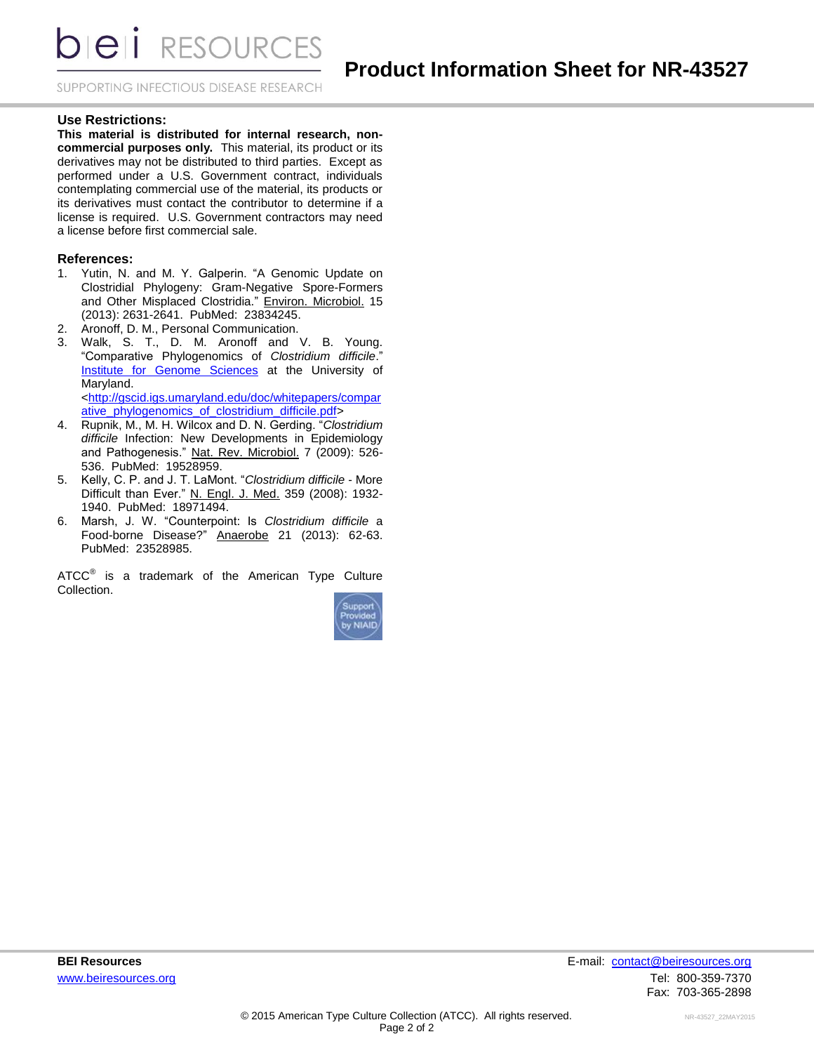### Use Restrictions:

**This material is distributed for internal research, non-commercial purposes only.** This material, its product or its derivatives may not be distributed to third parties. Except as performed under a U.S. Government contract, individuals contemplating commercial use of the material, its products or its derivatives must contact the contributor to determine if a license is required. U.S. Government contractors may need a license before first commercial sale.

### References:

1. Yutin, N. and M. Y. Galperin. "A Genomic Update on Clostridial Phylogeny: Gram-Negative Spore-Formers and Other Misplaced Clostridia." Environ. Microbiol. 15 (2013): 2631-2641. PubMed: 23834245.
2. Aronoff, D. M., Personal Communication.
3. Walk, S. T., D. M. Aronoff and V. B. Young. "Comparative Phylogenomics of *Clostridium difficile*." Institute for Genome Sciences at the University of Maryland. <http://gscid.igs.umaryland.edu/doc/whitepapers/comparative_phylogenomics_of_clostridium_difficile.pdf>
4. Rupnik, M., M. H. Wilcox and D. N. Gerding. "*Clostridium difficile* Infection: New Developments in Epidemiology and Pathogenesis." Nat. Rev. Microbiol. 7 (2009): 526-536. PubMed: 19528959.
5. Kelly, C. P. and J. T. LaMont. "*Clostridium difficile* - More Difficult than Ever." N. Engl. J. Med. 359 (2008): 1932-1940. PubMed: 18971494.
6. Marsh, J. W. "Counterpoint: Is *Clostridium difficile* a Food-borne Disease?" Anaerobe 21 (2013): 62-63. PubMed: 23528985.

ATCC® is a trademark of the American Type Culture Collection.

Support Provided by NIAID